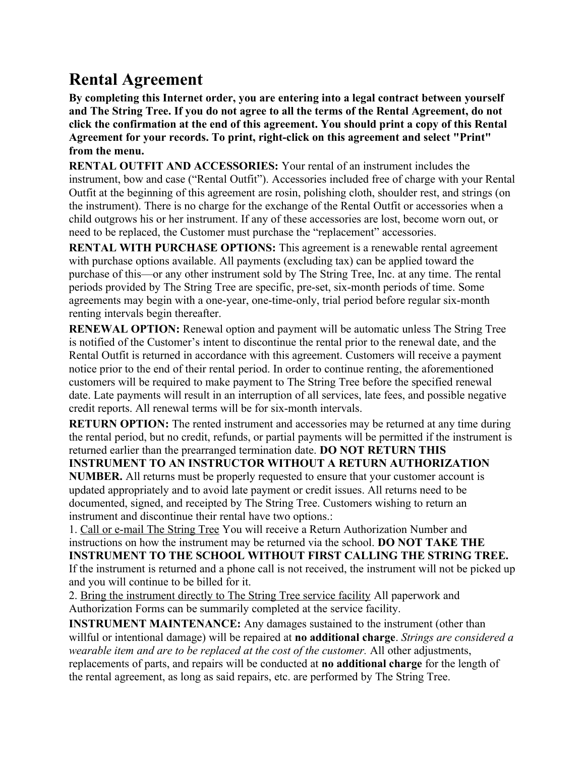# Rental Agreement

**By completing this Internet order, you are entering into a legal contract between yourself and The String Tree. If you do not agree to all the terms of the Rental Agreement, do not click the confirmation at the end of this agreement. You should print a copy of this Rental Agreement for your records. To print, right-click on this agreement and select "Print" from the menu.**

**RENTAL OUTFIT AND ACCESSORIES:** Your rental of an instrument includes the instrument, bow and case ("Rental Outfit"). Accessories included free of charge with your Rental Outfit at the beginning of this agreement are rosin, polishing cloth, shoulder rest, and strings (on the instrument). There is no charge for the exchange of the Rental Outfit or accessories when a child outgrows his or her instrument. If any of these accessories are lost, become worn out, or need to be replaced, the Customer must purchase the "replacement" accessories.

**RENTAL WITH PURCHASE OPTIONS:** This agreement is a renewable rental agreement with purchase options available. All payments (excluding tax) can be applied toward the purchase of this—or any other instrument sold by The String Tree, Inc. at any time. The rental periods provided by The String Tree are specific, pre-set, six-month periods of time. Some agreements may begin with a one-year, one-time-only, trial period before regular six-month renting intervals begin thereafter.

**RENEWAL OPTION:** Renewal option and payment will be automatic unless The String Tree is notified of the Customer's intent to discontinue the rental prior to the renewal date, and the Rental Outfit is returned in accordance with this agreement. Customers will receive a payment notice prior to the end of their rental period. In order to continue renting, the aforementioned customers will be required to make payment to The String Tree before the specified renewal date. Late payments will result in an interruption of all services, late fees, and possible negative credit reports. All renewal terms will be for six-month intervals.

**RETURN OPTION:** The rented instrument and accessories may be returned at any time during the rental period, but no credit, refunds, or partial payments will be permitted if the instrument is returned earlier than the prearranged termination date. **DO NOT RETURN THIS INSTRUMENT TO AN INSTRUCTOR WITHOUT A RETURN AUTHORIZATION NUMBER.** All returns must be properly requested to ensure that your customer account is updated appropriately and to avoid late payment or credit issues. All returns need to be documented, signed, and receipted by The String Tree. Customers wishing to return an instrument and discontinue their rental have two options.:

1. <u>Call or e-mail The String Tree</u> You will receive a Return Authorization Number and instructions on how the instrument may be returned via the school. **DO NOT TAKE THE INSTRUMENT TO THE SCHOOL WITHOUT FIRST CALLING THE STRING TREE.** If the instrument is returned and a phone call is not received, the instrument will not be picked up and you will continue to be billed for it.
2. <u>Bring the instrument directly to The String Tree service facility</u> All paperwork and Authorization Forms can be summarily completed at the service facility.

**INSTRUMENT MAINTENANCE:** Any damages sustained to the instrument (other than willful or intentional damage) will be repaired at **no additional charge**. *Strings are considered a wearable item and are to be replaced at the cost of the customer.* All other adjustments, replacements of parts, and repairs will be conducted at **no additional charge** for the length of the rental agreement, as long as said repairs, etc. are performed by The String Tree.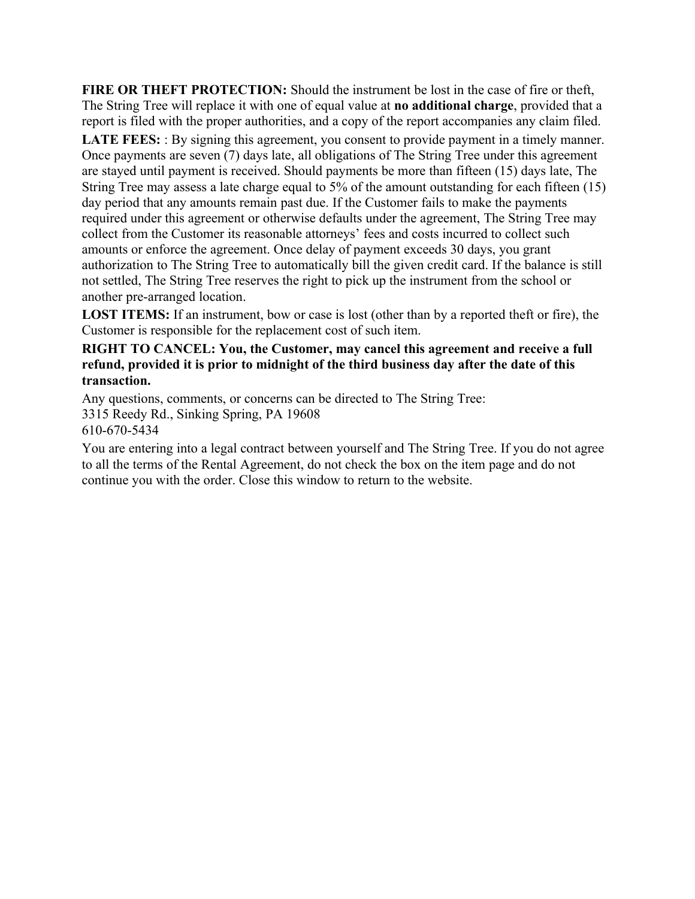**FIRE OR THEFT PROTECTION:** Should the instrument be lost in the case of fire or theft, The String Tree will replace it with one of equal value at **no additional charge**, provided that a report is filed with the proper authorities, and a copy of the report accompanies any claim filed.

**LATE FEES:** : By signing this agreement, you consent to provide payment in a timely manner. Once payments are seven (7) days late, all obligations of The String Tree under this agreement are stayed until payment is received. Should payments be more than fifteen (15) days late, The String Tree may assess a late charge equal to 5% of the amount outstanding for each fifteen (15) day period that any amounts remain past due. If the Customer fails to make the payments required under this agreement or otherwise defaults under the agreement, The String Tree may collect from the Customer its reasonable attorneys' fees and costs incurred to collect such amounts or enforce the agreement. Once delay of payment exceeds 30 days, you grant authorization to The String Tree to automatically bill the given credit card. If the balance is still not settled, The String Tree reserves the right to pick up the instrument from the school or another pre-arranged location.

**LOST ITEMS:** If an instrument, bow or case is lost (other than by a reported theft or fire), the Customer is responsible for the replacement cost of such item.

**RIGHT TO CANCEL: You, the Customer, may cancel this agreement and receive a full refund, provided it is prior to midnight of the third business day after the date of this transaction.**

Any questions, comments, or concerns can be directed to The String Tree:
3315 Reedy Rd., Sinking Spring, PA 19608
610-670-5434

You are entering into a legal contract between yourself and The String Tree. If you do not agree to all the terms of the Rental Agreement, do not check the box on the item page and do not continue you with the order. Close this window to return to the website.